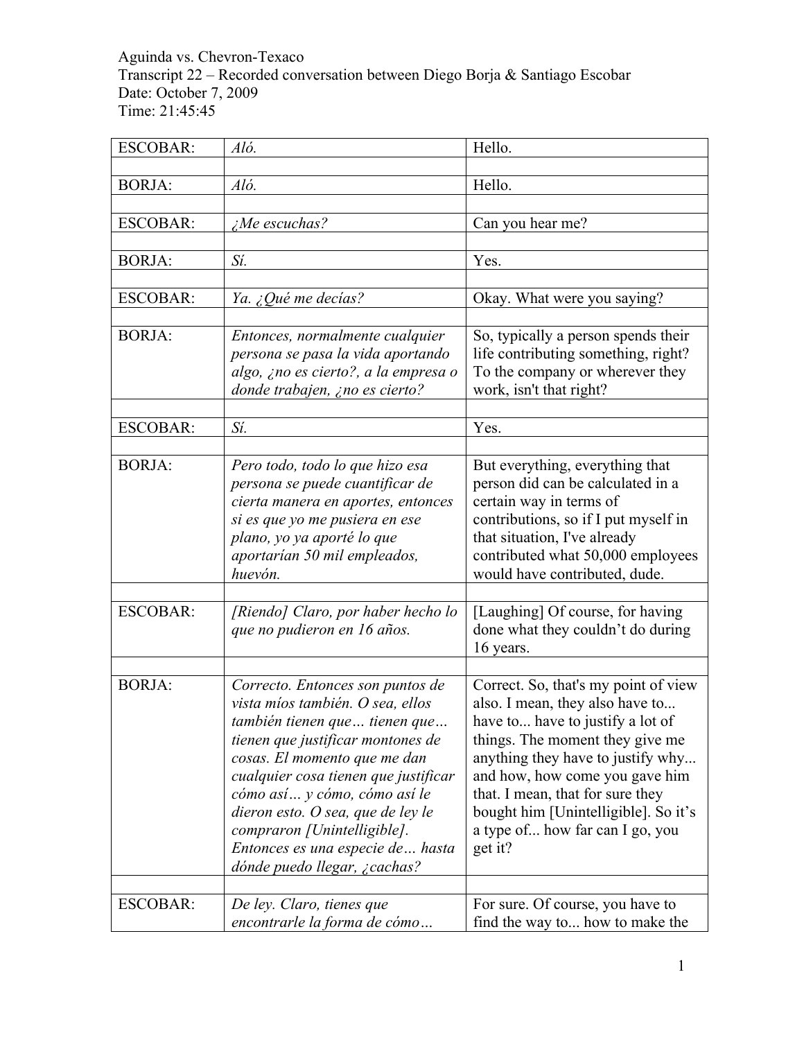Aguinda vs. Chevron-Texaco
Transcript 22 – Recorded conversation between Diego Borja & Santiago Escobar
Date: October 7, 2009
Time: 21:45:45

| | | |
|---|---|---|
| ESCOBAR: | *Aló.* | Hello. |
| | | |
| BORJA: | *Aló.* | Hello. |
| | | |
| ESCOBAR: | *¿Me escuchas?* | Can you hear me? |
| | | |
| BORJA: | *Sí.* | Yes. |
| | | |
| ESCOBAR: | *Ya. ¿Qué me decías?* | Okay. What were you saying? |
| | | |
| BORJA: | *Entonces, normalmente cualquier persona se pasa la vida aportando algo, ¿no es cierto?, a la empresa o donde trabajen, ¿no es cierto?* | So, typically a person spends their life contributing something, right? To the company or wherever they work, isn't that right? |
| | | |
| ESCOBAR: | *Sí.* | Yes. |
| | | |
| BORJA: | *Pero todo, todo lo que hizo esa persona se puede cuantificar de cierta manera en aportes, entonces si es que yo me pusiera en ese plano, yo ya aporté lo que aportarían 50 mil empleados, huevón.* | But everything, everything that person did can be calculated in a certain way in terms of contributions, so if I put myself in that situation, I've already contributed what 50,000 employees would have contributed, dude. |
| | | |
| ESCOBAR: | *[Riendo] Claro, por haber hecho lo que no pudieron en 16 años.* | [Laughing] Of course, for having done what they couldn't do during 16 years. |
| | | |
| BORJA: | *Correcto. Entonces son puntos de vista míos también. O sea, ellos también tienen que… tienen que… tienen que justificar montones de cosas. El momento que me dan cualquier cosa tienen que justificar cómo así… y cómo, cómo así le dieron esto. O sea, que de ley le compraron [Unintelligible]. Entonces es una especie de… hasta dónde puedo llegar, ¿cachas?* | Correct. So, that's my point of view also. I mean, they also have to... have to... have to justify a lot of things. The moment they give me anything they have to justify why... and how, how come you gave him that. I mean, that for sure they bought him [Unintelligible]. So it's a type of... how far can I go, you get it? |
| | | |
| ESCOBAR: | *De ley. Claro, tienes que encontrarle la forma de cómo…* | For sure. Of course, you have to find the way to... how to make the |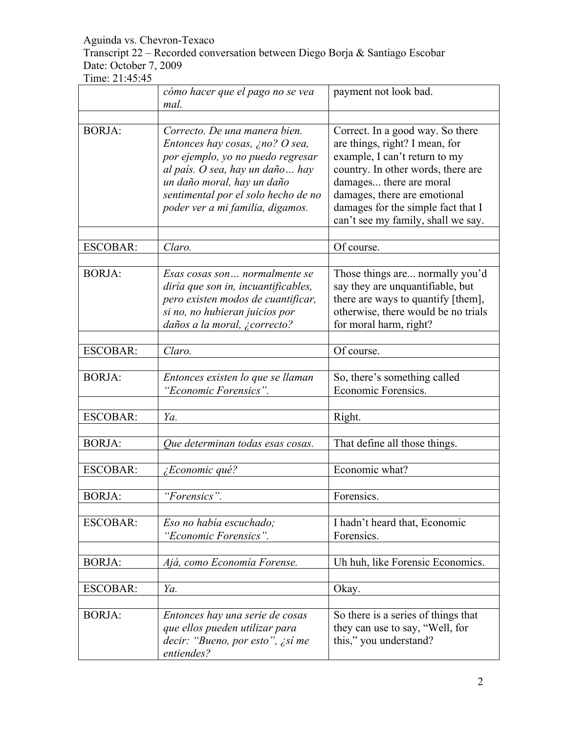| | | |
|---|---|---|
| | *cómo hacer que el pago no se vea mal.* | payment not look bad. |
| BORJA: | *Correcto. De una manera bien. Entonces hay cosas, ¿no? O sea, por ejemplo, yo no puedo regresar al país. O sea, hay un daño… hay un daño moral, hay un daño sentimental por el solo hecho de no poder ver a mi familia, digamos.* | Correct. In a good way. So there are things, right? I mean, for example, I can't return to my country. In other words, there are damages... there are moral damages, there are emotional damages for the simple fact that I can't see my family, shall we say. |
| ESCOBAR: | *Claro.* | Of course. |
| BORJA: | *Esas cosas son… normalmente se diría que son in, incuantificables, pero existen modos de cuantificar, si no, no hubieran juicios por daños a la moral, ¿correcto?* | Those things are... normally you'd say they are unquantifiable, but there are ways to quantify [them], otherwise, there would be no trials for moral harm, right? |
| ESCOBAR: | *Claro.* | Of course. |
| BORJA: | *Entonces existen lo que se llaman "Economic Forensics".* | So, there's something called Economic Forensics. |
| ESCOBAR: | *Ya.* | Right. |
| BORJA: | *Que determinan todas esas cosas.* | That define all those things. |
| ESCOBAR: | *¿Economic qué?* | Economic what? |
| BORJA: | *"Forensics".* | Forensics. |
| ESCOBAR: | *Eso no había escuchado; "Economic Forensics".* | I hadn't heard that, Economic Forensics. |
| BORJA: | *Ajá, como Economía Forense.* | Uh huh, like Forensic Economics. |
| ESCOBAR: | *Ya.* | Okay. |
| BORJA: | *Entonces hay una serie de cosas que ellos pueden utilizar para decir: "Bueno, por esto", ¿sí me entiendes?* | So there is a series of things that they can use to say, "Well, for this," you understand? |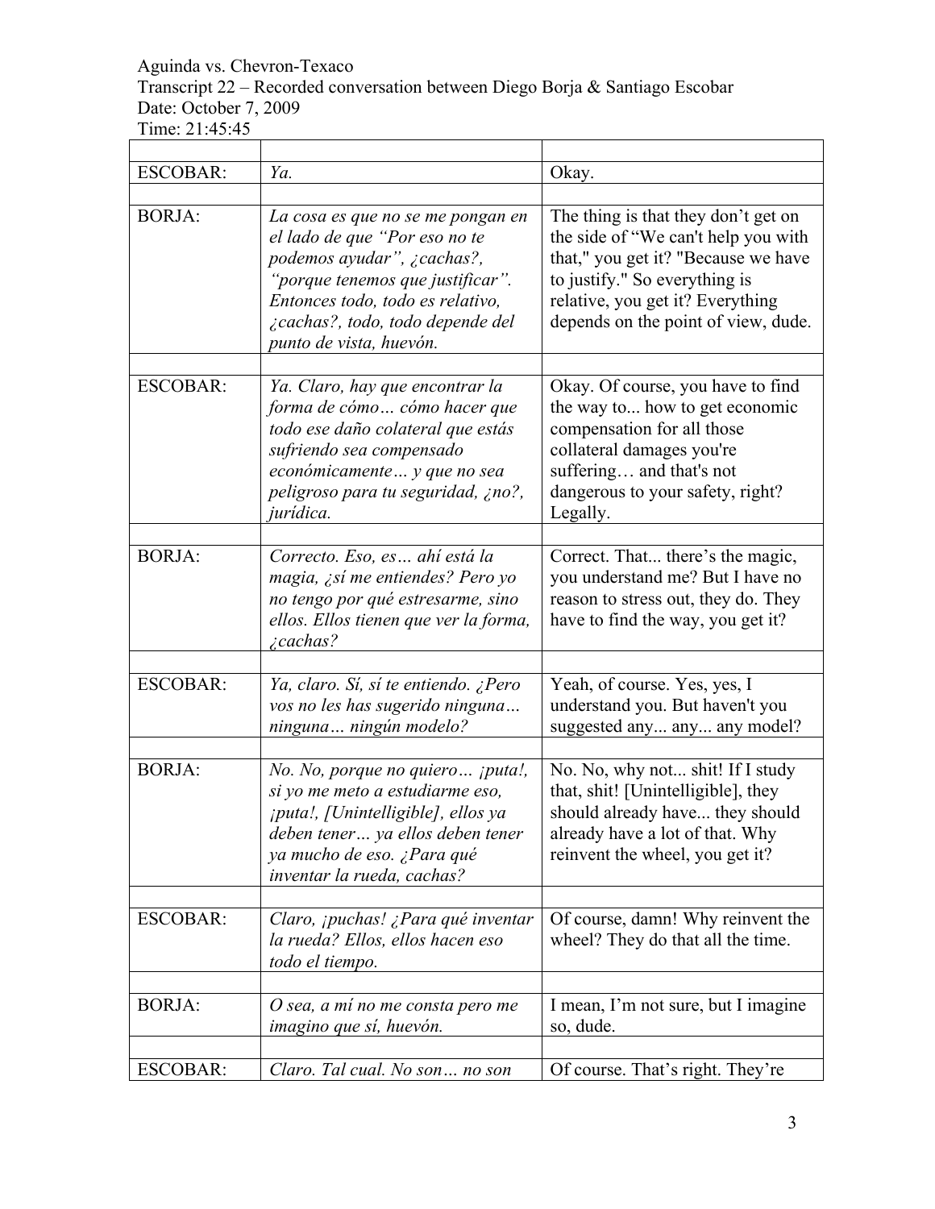Aguinda vs. Chevron-Texaco
Transcript 22 – Recorded conversation between Diego Borja & Santiago Escobar
Date: October 7, 2009
Time: 21:45:45

| | | |
|---|---|---|
| ESCOBAR: | *Ya.* | Okay. |
| | | |
| BORJA: | *La cosa es que no se me pongan en el lado de que "Por eso no te podemos ayudar", ¿cachas?, "porque tenemos que justificar". Entonces todo, todo es relativo, ¿cachas?, todo, todo depende del punto de vista, huevón.* | The thing is that they don't get on the side of "We can't help you with that," you get it? "Because we have to justify." So everything is relative, you get it? Everything depends on the point of view, dude. |
| | | |
| ESCOBAR: | *Ya. Claro, hay que encontrar la forma de cómo… cómo hacer que todo ese daño colateral que estás sufriendo sea compensado económicamente… y que no sea peligroso para tu seguridad, ¿no?, jurídica.* | Okay. Of course, you have to find the way to... how to get economic compensation for all those collateral damages you're suffering… and that's not dangerous to your safety, right? Legally. |
| | | |
| BORJA: | *Correcto. Eso, es… ahí está la magia, ¿sí me entiendes? Pero yo no tengo por qué estresarme, sino ellos. Ellos tienen que ver la forma, ¿cachas?* | Correct. That... there's the magic, you understand me? But I have no reason to stress out, they do. They have to find the way, you get it? |
| | | |
| ESCOBAR: | *Ya, claro. Sí, sí te entiendo. ¿Pero vos no les has sugerido ninguna… ninguna… ningún modelo?* | Yeah, of course. Yes, yes, I understand you. But haven't you suggested any... any... any model? |
| | | |
| BORJA: | *No. No, porque no quiero… ¡puta!, si yo me meto a estudiarme eso, ¡puta!, [Unintelligible], ellos ya deben tener… ya ellos deben tener ya mucho de eso. ¿Para qué inventar la rueda, cachas?* | No. No, why not... shit! If I study that, shit! [Unintelligible], they should already have... they should already have a lot of that. Why reinvent the wheel, you get it? |
| | | |
| ESCOBAR: | *Claro, ¡puchas! ¿Para qué inventar la rueda? Ellos, ellos hacen eso todo el tiempo.* | Of course, damn! Why reinvent the wheel? They do that all the time. |
| | | |
| BORJA: | *O sea, a mí no me consta pero me imagino que sí, huevón.* | I mean, I'm not sure, but I imagine so, dude. |
| | | |
| ESCOBAR: | *Claro. Tal cual. No son… no son* | Of course. That's right. They're |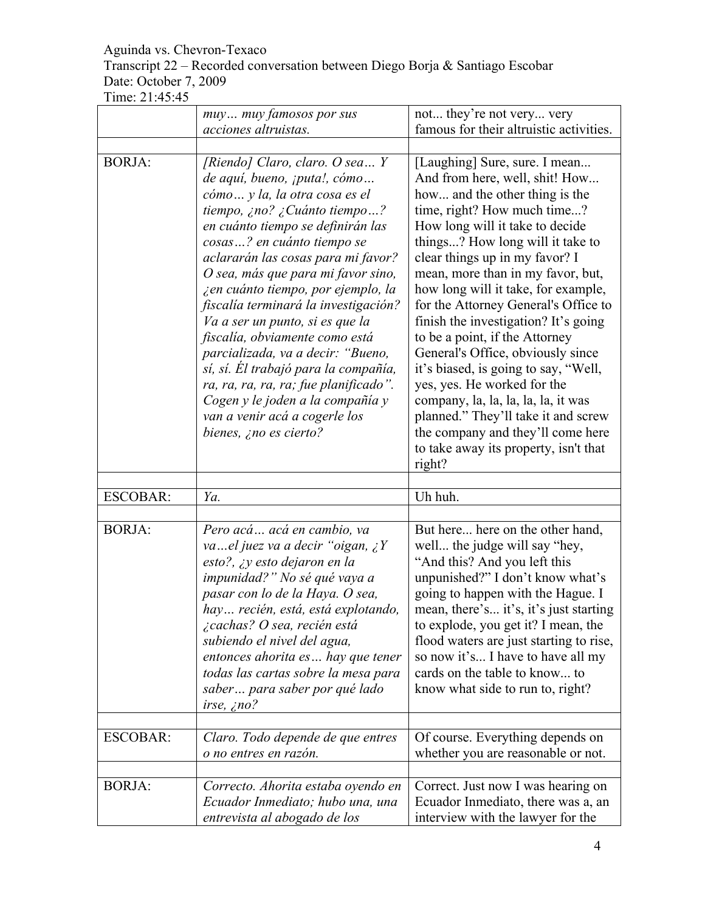| | | |
|---|---|---|
| | *muy… muy famosos por sus acciones altruistas.* | not... they're not very... very famous for their altruistic activities. |
| | | |
| BORJA: | *[Riendo] Claro, claro. O sea… Y de aquí, bueno, ¡puta!, cómo… cómo… y la, la otra cosa es el tiempo, ¿no? ¿Cuánto tiempo…? en cuánto tiempo se definirán las cosas…? en cuánto tiempo se aclararán las cosas para mi favor? O sea, más que para mi favor sino, ¿en cuánto tiempo, por ejemplo, la fiscalía terminará la investigación? Va a ser un punto, si es que la fiscalía, obviamente como está parcializada, va a decir: "Bueno, sí, sí. Él trabajó para la compañía, ra, ra, ra, ra, ra; fue planificado". Cogen y le joden a la compañía y van a venir acá a cogerle los bienes, ¿no es cierto?* | [Laughing] Sure, sure. I mean... And from here, well, shit! How... how... and the other thing is the time, right? How much time...? How long will it take to decide things...? How long will it take to clear things up in my favor? I mean, more than in my favor, but, how long will it take, for example, for the Attorney General's Office to finish the investigation? It's going to be a point, if the Attorney General's Office, obviously since it's biased, is going to say, "Well, yes, yes. He worked for the company, la, la, la, la, la, it was planned." They'll take it and screw the company and they'll come here to take away its property, isn't that right? |
| | | |
| ESCOBAR: | *Ya.* | Uh huh. |
| | | |
| BORJA: | *Pero acá… acá en cambio, va va…el juez va a decir "oigan, ¿Y esto?, ¿y esto dejaron en la impunidad?" No sé qué vaya a pasar con lo de la Haya. O sea, hay… recién, está, está explotando, ¿cachas? O sea, recién está subiendo el nivel del agua, entonces ahorita es… hay que tener todas las cartas sobre la mesa para saber… para saber por qué lado irse, ¿no?* | But here... here on the other hand, well... the judge will say "hey, "And this? And you left this unpunished?" I don't know what's going to happen with the Hague. I mean, there's... it's, it's just starting to explode, you get it? I mean, the flood waters are just starting to rise, so now it's... I have to have all my cards on the table to know... to know what side to run to, right? |
| | | |
| ESCOBAR: | *Claro. Todo depende de que entres o no entres en razón.* | Of course. Everything depends on whether you are reasonable or not. |
| | | |
| BORJA: | *Correcto. Ahorita estaba oyendo en Ecuador Inmediato; hubo una, una entrevista al abogado de los* | Correct. Just now I was hearing on Ecuador Inmediato, there was a, an interview with the lawyer for the |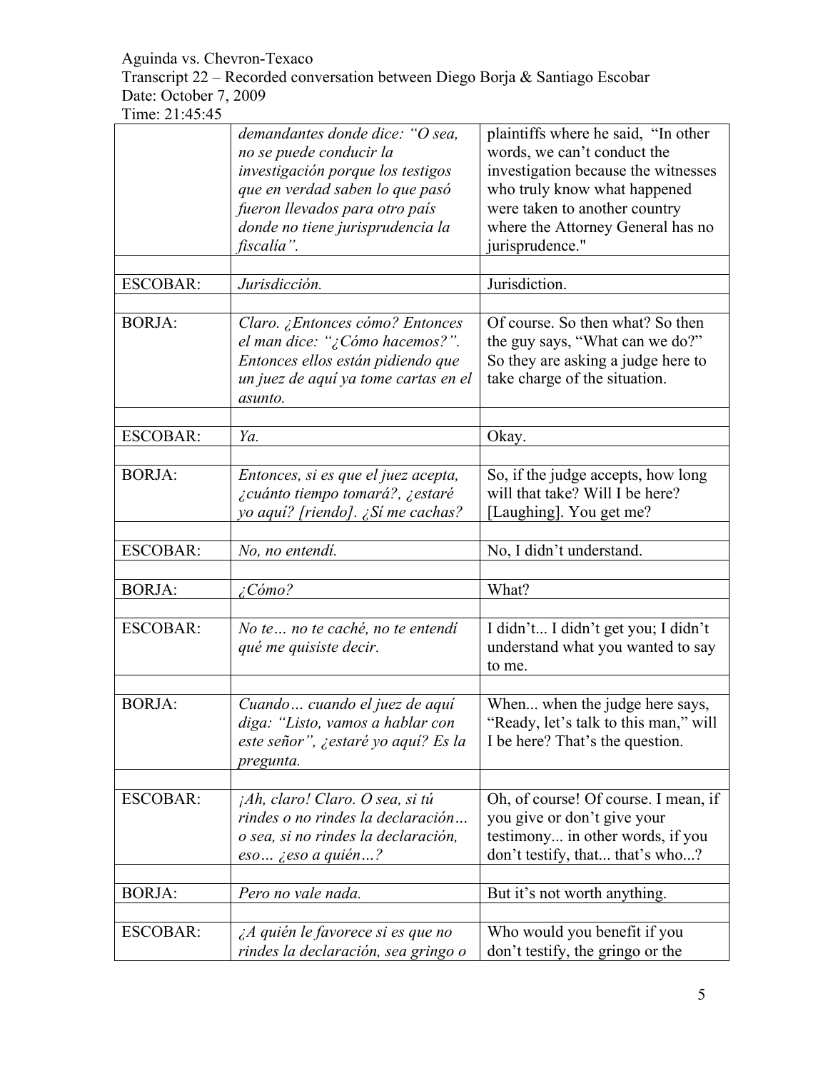| | | |
|---|---|---|
| | *demandantes donde dice: "O sea, no se puede conducir la investigación porque los testigos que en verdad saben lo que pasó fueron llevados para otro país donde no tiene jurisprudencia la fiscalía".* | plaintiffs where he said, "In other words, we can't conduct the investigation because the witnesses who truly know what happened were taken to another country where the Attorney General has no jurisprudence." |
| | | |
| ESCOBAR: | *Jurisdicción.* | Jurisdiction. |
| | | |
| BORJA: | *Claro. ¿Entonces cómo? Entonces el man dice: "¿Cómo hacemos?". Entonces ellos están pidiendo que un juez de aquí ya tome cartas en el asunto.* | Of course. So then what? So then the guy says, "What can we do?" So they are asking a judge here to take charge of the situation. |
| | | |
| ESCOBAR: | *Ya.* | Okay. |
| | | |
| BORJA: | *Entonces, si es que el juez acepta, ¿cuánto tiempo tomará?, ¿estaré yo aquí? [riendo]. ¿Sí me cachas?* | So, if the judge accepts, how long will that take? Will I be here? [Laughing]. You get me? |
| | | |
| ESCOBAR: | *No, no entendí.* | No, I didn't understand. |
| | | |
| BORJA: | *¿Cómo?* | What? |
| | | |
| ESCOBAR: | *No te… no te caché, no te entendí qué me quisiste decir.* | I didn't... I didn't get you; I didn't understand what you wanted to say to me. |
| | | |
| BORJA: | *Cuando… cuando el juez de aquí diga: "Listo, vamos a hablar con este señor", ¿estaré yo aquí? Es la pregunta.* | When... when the judge here says, "Ready, let's talk to this man," will I be here? That's the question. |
| | | |
| ESCOBAR: | *¡Ah, claro! Claro. O sea, si tú rindes o no rindes la declaración… o sea, si no rindes la declaración, eso… ¿eso a quién…?* | Oh, of course! Of course. I mean, if you give or don't give your testimony... in other words, if you don't testify, that... that's who...? |
| | | |
| BORJA: | *Pero no vale nada.* | But it's not worth anything. |
| | | |
| ESCOBAR: | *¿A quién le favorece si es que no rindes la declaración, sea gringo o* | Who would you benefit if you don't testify, the gringo or the |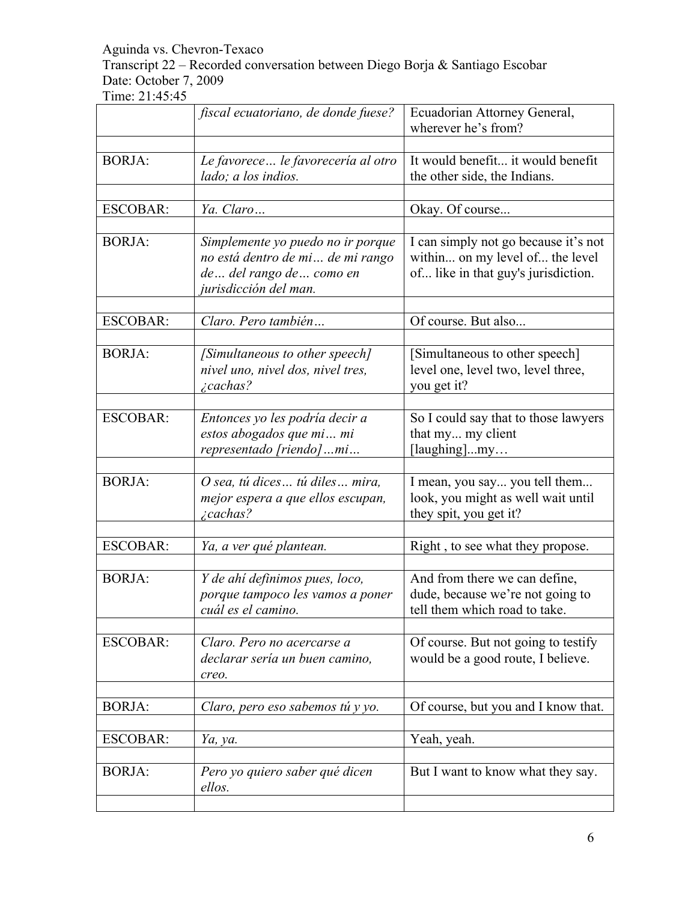Aguinda vs. Chevron-Texaco
Transcript 22 – Recorded conversation between Diego Borja & Santiago Escobar
Date: October 7, 2009
Time: 21:45:45

| | | |
|---|---|---|
| | *fiscal ecuatoriano, de donde fuese?* | Ecuadorian Attorney General, wherever he's from? |
| | | |
| BORJA: | *Le favorece… le favorecería al otro lado; a los indios.* | It would benefit... it would benefit the other side, the Indians. |
| | | |
| ESCOBAR: | *Ya. Claro…* | Okay. Of course... |
| | | |
| BORJA: | *Simplemente yo puedo no ir porque no está dentro de mi… de mi rango de… del rango de… como en jurisdicción del man.* | I can simply not go because it's not within... on my level of... the level of... like in that guy's jurisdiction. |
| | | |
| ESCOBAR: | *Claro. Pero también…* | Of course. But also... |
| | | |
| BORJA: | *[Simultaneous to other speech] nivel uno, nivel dos, nivel tres, ¿cachas?* | [Simultaneous to other speech] level one, level two, level three, you get it? |
| | | |
| ESCOBAR: | *Entonces yo les podría decir a estos abogados que mi… mi representado [riendo]…mi…* | So I could say that to those lawyers that my... my client [laughing]...my… |
| | | |
| BORJA: | *O sea, tú dices… tú diles… mira, mejor espera a que ellos escupan, ¿cachas?* | I mean, you say... you tell them... look, you might as well wait until they spit, you get it? |
| | | |
| ESCOBAR: | *Ya, a ver qué plantean.* | Right , to see what they propose. |
| | | |
| BORJA: | *Y de ahí definimos pues, loco, porque tampoco les vamos a poner cuál es el camino.* | And from there we can define, dude, because we're not going to tell them which road to take. |
| | | |
| ESCOBAR: | *Claro. Pero no acercarse a declarar sería un buen camino, creo.* | Of course. But not going to testify would be a good route, I believe. |
| | | |
| BORJA: | *Claro, pero eso sabemos tú y yo.* | Of course, but you and I know that. |
| | | |
| ESCOBAR: | *Ya, ya.* | Yeah, yeah. |
| | | |
| BORJA: | *Pero yo quiero saber qué dicen ellos.* | But I want to know what they say. |
| | | |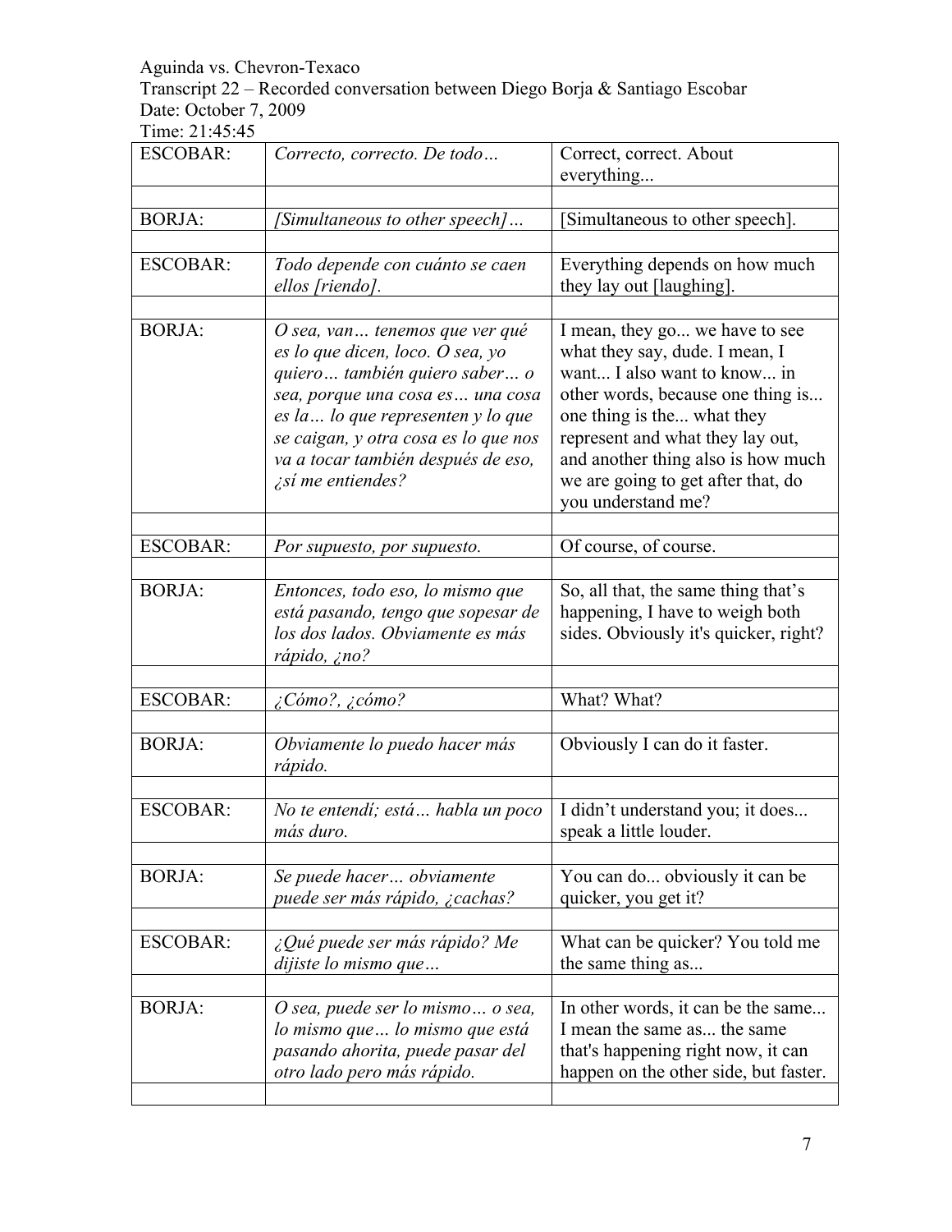| ESCOBAR: | *Correcto, correcto. De todo…* | Correct, correct. About everything... |
|---|---|---|
| | | |
| BORJA: | *[Simultaneous to other speech]…* | [Simultaneous to other speech]. |
| | | |
| ESCOBAR: | *Todo depende con cuánto se caen ellos [riendo].* | Everything depends on how much they lay out [laughing]. |
| | | |
| BORJA: | *O sea, van… tenemos que ver qué es lo que dicen, loco. O sea, yo quiero… también quiero saber… o sea, porque una cosa es… una cosa es la… lo que representen y lo que se caigan, y otra cosa es lo que nos va a tocar también después de eso, ¿sí me entiendes?* | I mean, they go... we have to see what they say, dude. I mean, I want... I also want to know... in other words, because one thing is... one thing is the... what they represent and what they lay out, and another thing also is how much we are going to get after that, do you understand me? |
| | | |
| ESCOBAR: | *Por supuesto, por supuesto.* | Of course, of course. |
| | | |
| BORJA: | *Entonces, todo eso, lo mismo que está pasando, tengo que sopesar de los dos lados. Obviamente es más rápido, ¿no?* | So, all that, the same thing that's happening, I have to weigh both sides. Obviously it's quicker, right? |
| | | |
| ESCOBAR: | *¿Cómo?, ¿cómo?* | What? What? |
| | | |
| BORJA: | *Obviamente lo puedo hacer más rápido.* | Obviously I can do it faster. |
| | | |
| ESCOBAR: | *No te entendí; está… habla un poco más duro.* | I didn't understand you; it does... speak a little louder. |
| | | |
| BORJA: | *Se puede hacer… obviamente puede ser más rápido, ¿cachas?* | You can do... obviously it can be quicker, you get it? |
| | | |
| ESCOBAR: | *¿Qué puede ser más rápido? Me dijiste lo mismo que…* | What can be quicker? You told me the same thing as... |
| | | |
| BORJA: | *O sea, puede ser lo mismo… o sea, lo mismo que… lo mismo que está pasando ahorita, puede pasar del otro lado pero más rápido.* | In other words, it can be the same... I mean the same as... the same that's happening right now, it can happen on the other side, but faster. |
| | | |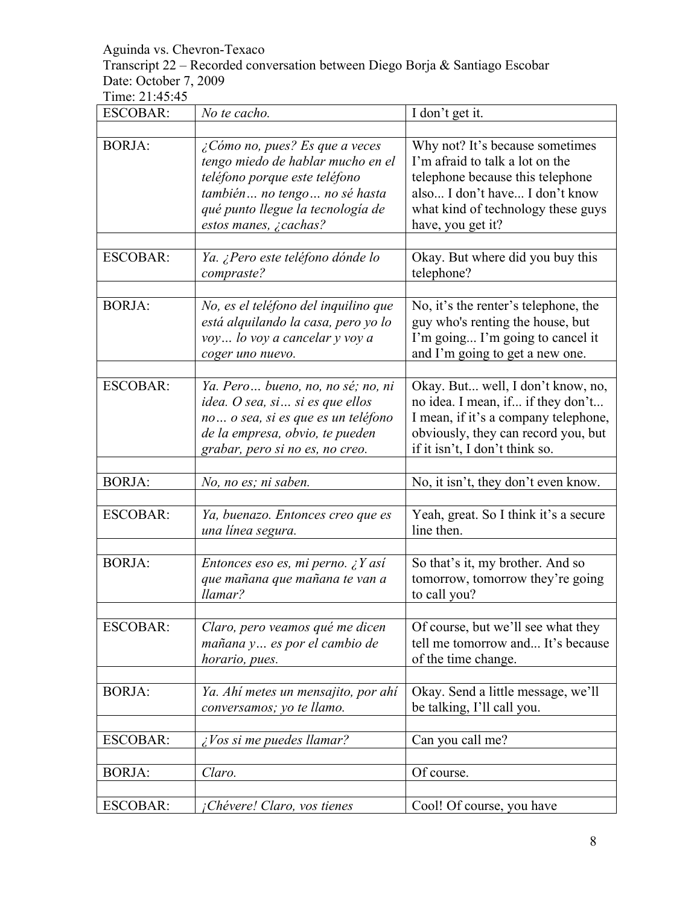Aguinda vs. Chevron-Texaco
Transcript 22 – Recorded conversation between Diego Borja & Santiago Escobar
Date: October 7, 2009
Time: 21:45:45

| | | |
|---|---|---|
| ESCOBAR: | *No te cacho.* | I don't get it. |
| | | |
| BORJA: | *¿Cómo no, pues? Es que a veces tengo miedo de hablar mucho en el teléfono porque este teléfono también… no tengo… no sé hasta qué punto llegue la tecnología de estos manes, ¿cachas?* | Why not? It's because sometimes I'm afraid to talk a lot on the telephone because this telephone also... I don't have... I don't know what kind of technology these guys have, you get it? |
| | | |
| ESCOBAR: | *Ya. ¿Pero este teléfono dónde lo compraste?* | Okay. But where did you buy this telephone? |
| | | |
| BORJA: | *No, es el teléfono del inquilino que está alquilando la casa, pero yo lo voy… lo voy a cancelar y voy a coger uno nuevo.* | No, it's the renter's telephone, the guy who's renting the house, but I'm going... I'm going to cancel it and I'm going to get a new one. |
| | | |
| ESCOBAR: | *Ya. Pero… bueno, no, no sé; no, ni idea. O sea, si… si es que ellos no… o sea, si es que es un teléfono de la empresa, obvio, te pueden grabar, pero si no es, no creo.* | Okay. But... well, I don't know, no, no idea. I mean, if... if they don't... I mean, if it's a company telephone, obviously, they can record you, but if it isn't, I don't think so. |
| | | |
| BORJA: | *No, no es; ni saben.* | No, it isn't, they don't even know. |
| | | |
| ESCOBAR: | *Ya, buenazo. Entonces creo que es una línea segura.* | Yeah, great. So I think it's a secure line then. |
| | | |
| BORJA: | *Entonces eso es, mi perno. ¿Y así que mañana que mañana te van a llamar?* | So that's it, my brother. And so tomorrow, tomorrow they're going to call you? |
| | | |
| ESCOBAR: | *Claro, pero veamos qué me dicen mañana y… es por el cambio de horario, pues.* | Of course, but we'll see what they tell me tomorrow and... It's because of the time change. |
| | | |
| BORJA: | *Ya. Ahí metes un mensajito, por ahí conversamos; yo te llamo.* | Okay. Send a little message, we'll be talking, I'll call you. |
| | | |
| ESCOBAR: | *¿Vos si me puedes llamar?* | Can you call me? |
| | | |
| BORJA: | *Claro.* | Of course. |
| | | |
| ESCOBAR: | *¡Chévere! Claro, vos tienes* | Cool! Of course, you have |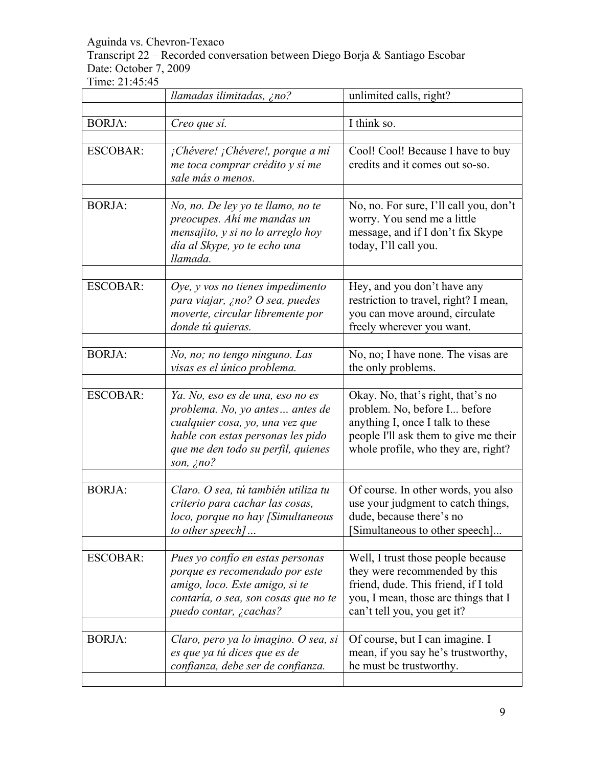Aguinda vs. Chevron-Texaco
Transcript 22 – Recorded conversation between Diego Borja & Santiago Escobar
Date: October 7, 2009
Time: 21:45:45

| | | |
|---|---|---|
| | *llamadas ilimitadas, ¿no?* | unlimited calls, right? |
| | | |
| BORJA: | *Creo que sí.* | I think so. |
| | | |
| ESCOBAR: | *¡Chévere! ¡Chévere!, porque a mí me toca comprar crédito y sí me sale más o menos.* | Cool! Cool! Because I have to buy credits and it comes out so-so. |
| | | |
| BORJA: | *No, no. De ley yo te llamo, no te preocupes. Ahí me mandas un mensajito, y si no lo arreglo hoy día al Skype, yo te echo una llamada.* | No, no. For sure, I'll call you, don't worry. You send me a little message, and if I don't fix Skype today, I'll call you. |
| | | |
| ESCOBAR: | *Oye, y vos no tienes impedimento para viajar, ¿no? O sea, puedes moverte, circular libremente por donde tú quieras.* | Hey, and you don't have any restriction to travel, right? I mean, you can move around, circulate freely wherever you want. |
| | | |
| BORJA: | *No, no; no tengo ninguno. Las visas es el único problema.* | No, no; I have none. The visas are the only problems. |
| | | |
| ESCOBAR: | *Ya. No, eso es de una, eso no es problema. No, yo antes… antes de cualquier cosa, yo, una vez que hable con estas personas les pido que me den todo su perfil, quienes son, ¿no?* | Okay. No, that's right, that's no problem. No, before I... before anything I, once I talk to these people I'll ask them to give me their whole profile, who they are, right? |
| | | |
| BORJA: | *Claro. O sea, tú también utiliza tu criterio para cachar las cosas, loco, porque no hay [Simultaneous to other speech]…* | Of course. In other words, you also use your judgment to catch things, dude, because there's no [Simultaneous to other speech]... |
| | | |
| ESCOBAR: | *Pues yo confío en estas personas porque es recomendado por este amigo, loco. Este amigo, si te contaría, o sea, son cosas que no te puedo contar, ¿cachas?* | Well, I trust those people because they were recommended by this friend, dude. This friend, if I told you, I mean, those are things that I can't tell you, you get it? |
| | | |
| BORJA: | *Claro, pero ya lo imagino. O sea, si es que ya tú dices que es de confianza, debe ser de confianza.* | Of course, but I can imagine. I mean, if you say he's trustworthy, he must be trustworthy. |
| | | |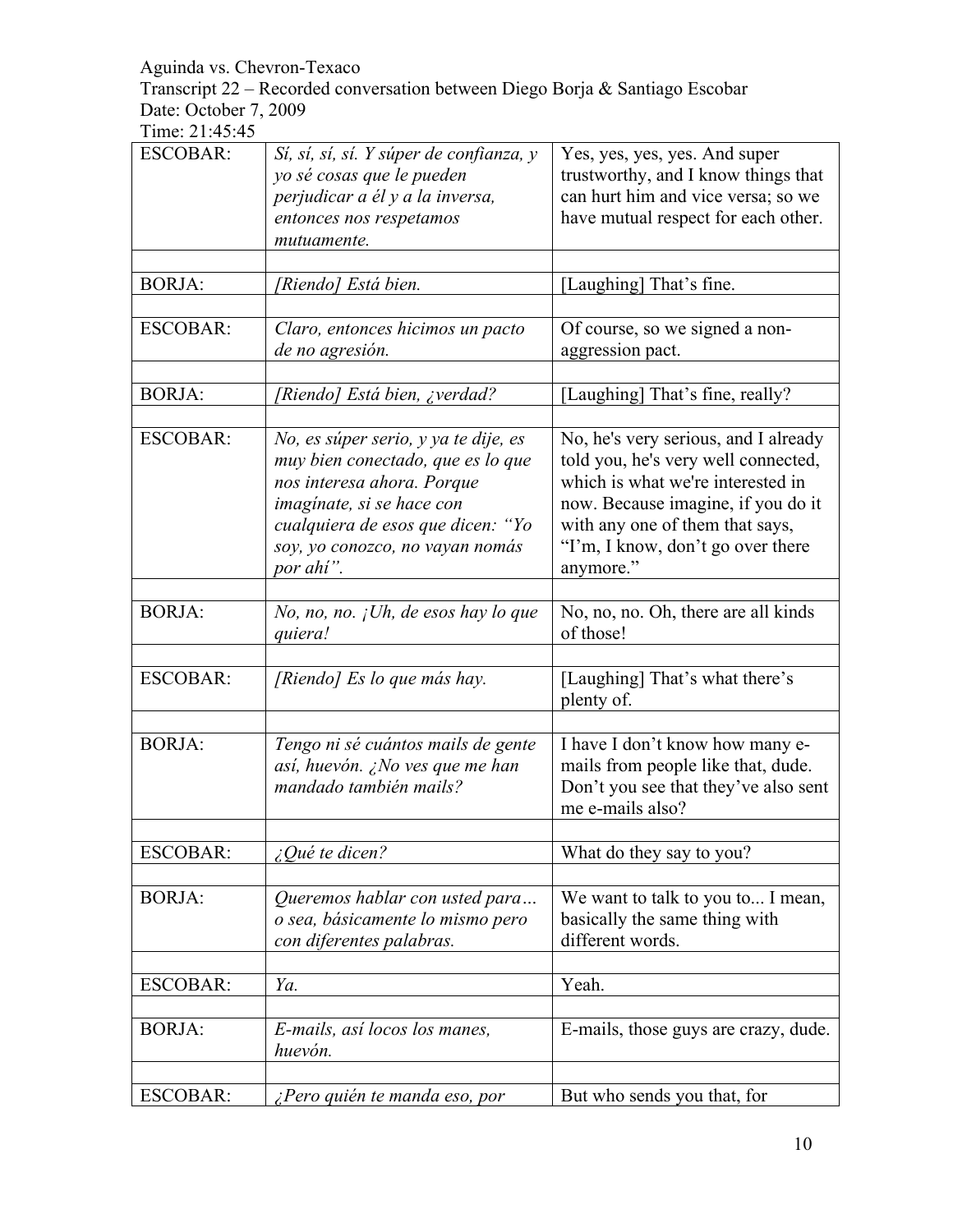Aguinda vs. Chevron-Texaco
Transcript 22 – Recorded conversation between Diego Borja & Santiago Escobar
Date: October 7, 2009
Time: 21:45:45

| | | |
|---|---|---|
| ESCOBAR: | *Sí, sí, sí, sí. Y súper de confianza, y yo sé cosas que le pueden perjudicar a él y a la inversa, entonces nos respetamos mutuamente.* | Yes, yes, yes, yes. And super trustworthy, and I know things that can hurt him and vice versa; so we have mutual respect for each other. |
| | | |
| BORJA: | *[Riendo] Está bien.* | [Laughing] That's fine. |
| | | |
| ESCOBAR: | *Claro, entonces hicimos un pacto de no agresión.* | Of course, so we signed a non-aggression pact. |
| | | |
| BORJA: | *[Riendo] Está bien, ¿verdad?* | [Laughing] That's fine, really? |
| | | |
| ESCOBAR: | *No, es súper serio, y ya te dije, es muy bien conectado, que es lo que nos interesa ahora. Porque imagínate, si se hace con cualquiera de esos que dicen: "Yo soy, yo conozco, no vayan nomás por ahí".* | No, he's very serious, and I already told you, he's very well connected, which is what we're interested in now. Because imagine, if you do it with any one of them that says, "I'm, I know, don't go over there anymore." |
| | | |
| BORJA: | *No, no, no. ¡Uh, de esos hay lo que quiera!* | No, no, no. Oh, there are all kinds of those! |
| | | |
| ESCOBAR: | *[Riendo] Es lo que más hay.* | [Laughing] That's what there's plenty of. |
| | | |
| BORJA: | *Tengo ni sé cuántos mails de gente así, huevón. ¿No ves que me han mandado también mails?* | I have I don't know how many e-mails from people like that, dude. Don't you see that they've also sent me e-mails also? |
| | | |
| ESCOBAR: | *¿Qué te dicen?* | What do they say to you? |
| | | |
| BORJA: | *Queremos hablar con usted para… o sea, básicamente lo mismo pero con diferentes palabras.* | We want to talk to you to... I mean, basically the same thing with different words. |
| | | |
| ESCOBAR: | *Ya.* | Yeah. |
| | | |
| BORJA: | *E-mails, así locos los manes, huevón.* | E-mails, those guys are crazy, dude. |
| | | |
| ESCOBAR: | *¿Pero quién te manda eso, por* | But who sends you that, for |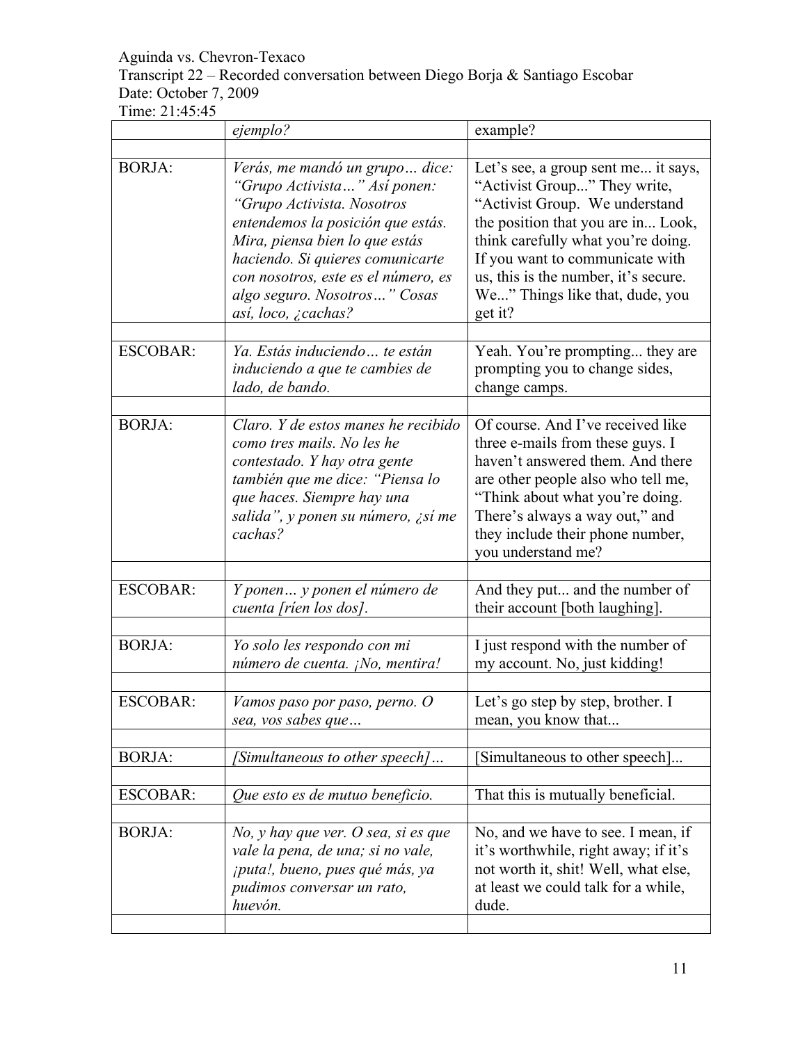Aguinda vs. Chevron-Texaco
Transcript 22 – Recorded conversation between Diego Borja & Santiago Escobar
Date: October 7, 2009
Time: 21:45:45

| | | |
|---|---|---|
| | *ejemplo?* | example? |
| | | |
| BORJA: | *Verás, me mandó un grupo… dice: "Grupo Activista…" Así ponen: "Grupo Activista. Nosotros entendemos la posición que estás. Mira, piensa bien lo que estás haciendo. Si quieres comunicarte con nosotros, este es el número, es algo seguro. Nosotros…" Cosas así, loco, ¿cachas?* | Let's see, a group sent me... it says, "Activist Group..." They write, "Activist Group. We understand the position that you are in... Look, think carefully what you're doing. If you want to communicate with us, this is the number, it's secure. We..." Things like that, dude, you get it? |
| | | |
| ESCOBAR: | *Ya. Estás induciendo… te están induciendo a que te cambies de lado, de bando.* | Yeah. You're prompting... they are prompting you to change sides, change camps. |
| | | |
| BORJA: | *Claro. Y de estos manes he recibido como tres mails. No les he contestado. Y hay otra gente también que me dice: "Piensa lo que haces. Siempre hay una salida", y ponen su número, ¿sí me cachas?* | Of course. And I've received like three e-mails from these guys. I haven't answered them. And there are other people also who tell me, "Think about what you're doing. There's always a way out," and they include their phone number, you understand me? |
| | | |
| ESCOBAR: | *Y ponen… y ponen el número de cuenta [ríen los dos].* | And they put... and the number of their account [both laughing]. |
| | | |
| BORJA: | *Yo solo les respondo con mi número de cuenta. ¡No, mentira!* | I just respond with the number of my account. No, just kidding! |
| | | |
| ESCOBAR: | *Vamos paso por paso, perno. O sea, vos sabes que…* | Let's go step by step, brother. I mean, you know that... |
| | | |
| BORJA: | *[Simultaneous to other speech]…* | [Simultaneous to other speech]... |
| | | |
| ESCOBAR: | *Que esto es de mutuo beneficio.* | That this is mutually beneficial. |
| | | |
| BORJA: | *No, y hay que ver. O sea, si es que vale la pena, de una; si no vale, ¡puta!, bueno, pues qué más, ya pudimos conversar un rato, huevón.* | No, and we have to see. I mean, if it's worthwhile, right away; if it's not worth it, shit! Well, what else, at least we could talk for a while, dude. |
| | | |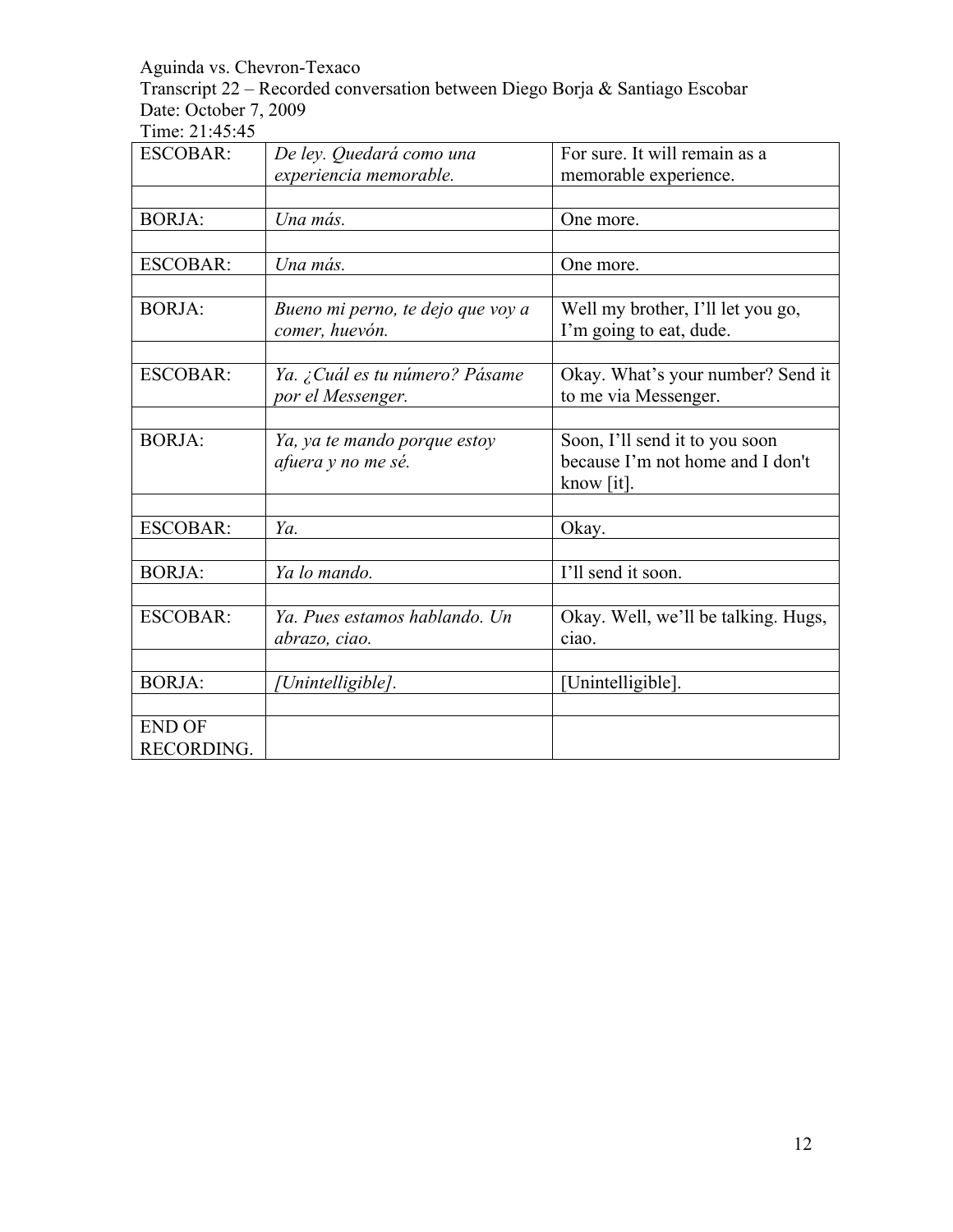Aguinda vs. Chevron-Texaco
Transcript 22 – Recorded conversation between Diego Borja & Santiago Escobar
Date: October 7, 2009
Time: 21:45:45

| | | |
|---|---|---|
| ESCOBAR: | *De ley. Quedará como una experiencia memorable.* | For sure. It will remain as a memorable experience. |
| | | |
| BORJA: | *Una más.* | One more. |
| | | |
| ESCOBAR: | *Una más.* | One more. |
| | | |
| BORJA: | *Bueno mi perno, te dejo que voy a comer, huevón.* | Well my brother, I'll let you go, I'm going to eat, dude. |
| | | |
| ESCOBAR: | *Ya. ¿Cuál es tu número? Pásame por el Messenger.* | Okay. What's your number? Send it to me via Messenger. |
| | | |
| BORJA: | *Ya, ya te mando porque estoy afuera y no me sé.* | Soon, I'll send it to you soon because I'm not home and I don't know [it]. |
| | | |
| ESCOBAR: | *Ya.* | Okay. |
| | | |
| BORJA: | *Ya lo mando.* | I'll send it soon. |
| | | |
| ESCOBAR: | *Ya. Pues estamos hablando. Un abrazo, ciao.* | Okay. Well, we'll be talking. Hugs, ciao. |
| | | |
| BORJA: | *[Unintelligible].* | [Unintelligible]. |
| | | |
| END OF RECORDING. | | |